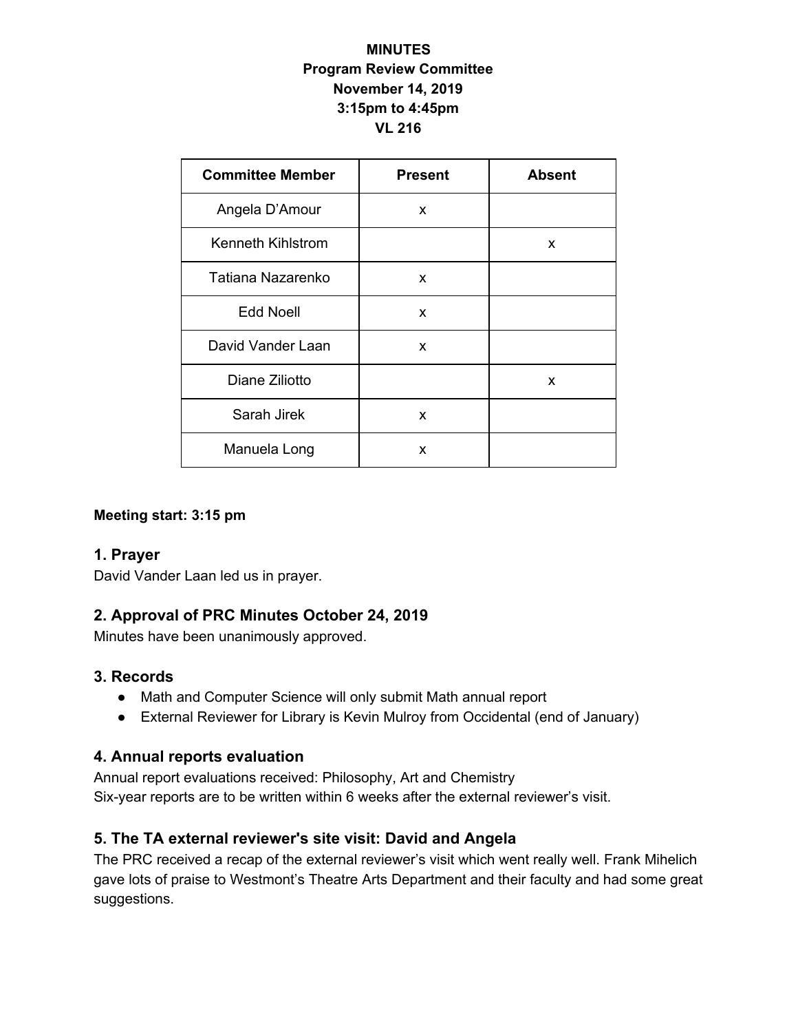**MINUTES**
**Program Review Committee**
**November 14, 2019**
**3:15pm to 4:45pm**
**VL 216**

| Committee Member | Present | Absent |
|---|---|---|
| Angela D'Amour | x | |
| Kenneth Kihlstrom | | x |
| Tatiana Nazarenko | x | |
| Edd Noell | x | |
| David Vander Laan | x | |
| Diane Ziliotto | | x |
| Sarah Jirek | x | |
| Manuela Long | x | |

**Meeting start: 3:15 pm**

## 1. Prayer

David Vander Laan led us in prayer.

## 2. Approval of PRC Minutes October 24, 2019

Minutes have been unanimously approved.

## 3. Records

- Math and Computer Science will only submit Math annual report
- External Reviewer for Library is Kevin Mulroy from Occidental (end of January)

## 4. Annual reports evaluation

Annual report evaluations received: Philosophy, Art and Chemistry
Six-year reports are to be written within 6 weeks after the external reviewer's visit.

## 5. The TA external reviewer's site visit: David and Angela

The PRC received a recap of the external reviewer's visit which went really well. Frank Mihelich gave lots of praise to Westmont's Theatre Arts Department and their faculty and had some great suggestions.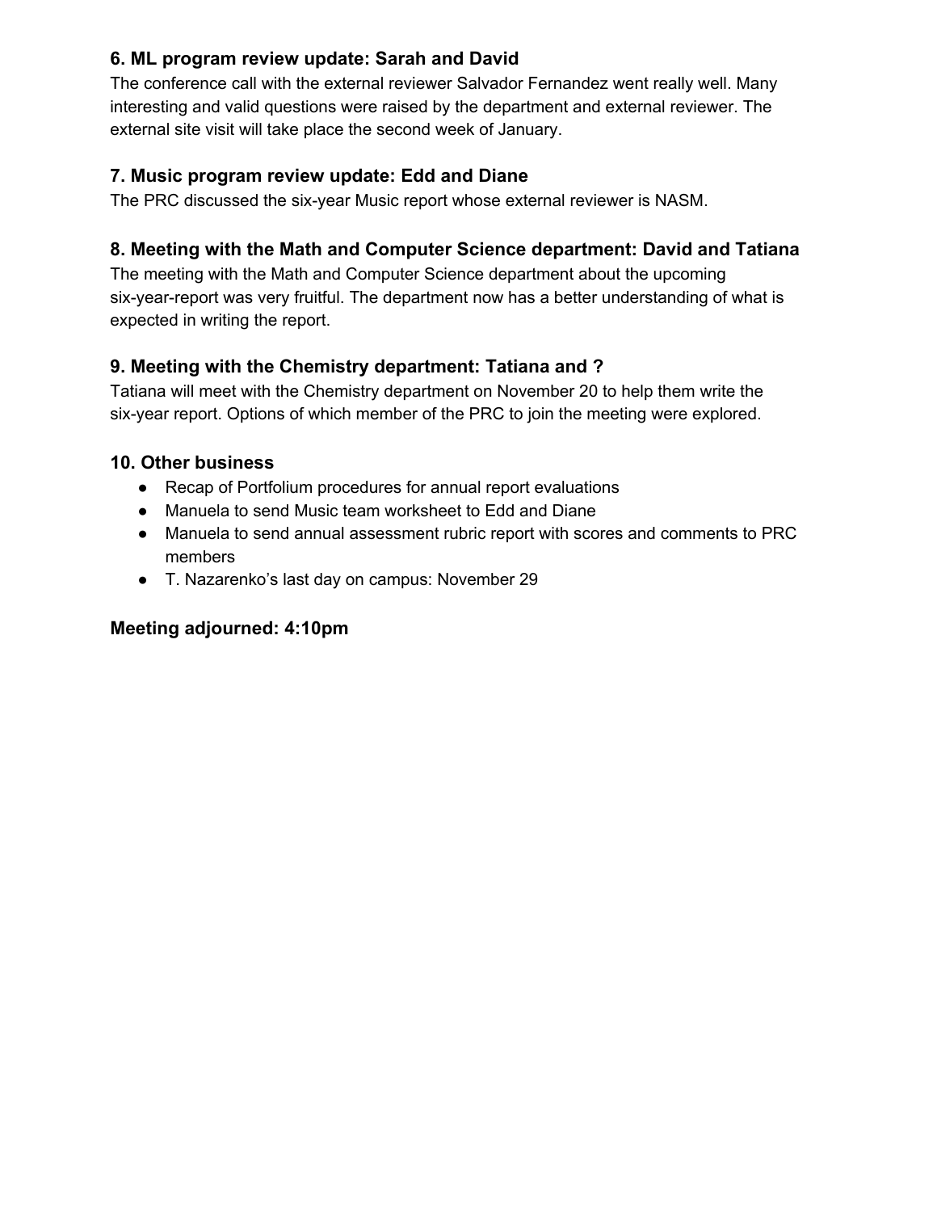### 6. ML program review update: Sarah and David

The conference call with the external reviewer Salvador Fernandez went really well. Many interesting and valid questions were raised by the department and external reviewer. The external site visit will take place the second week of January.

### 7. Music program review update: Edd and Diane

The PRC discussed the six-year Music report whose external reviewer is NASM.

### 8. Meeting with the Math and Computer Science department: David and Tatiana

The meeting with the Math and Computer Science department about the upcoming six-year-report was very fruitful. The department now has a better understanding of what is expected in writing the report.

### 9. Meeting with the Chemistry department: Tatiana and ?

Tatiana will meet with the Chemistry department on November 20 to help them write the six-year report. Options of which member of the PRC to join the meeting were explored.

### 10. Other business

- Recap of Portfolium procedures for annual report evaluations
- Manuela to send Music team worksheet to Edd and Diane
- Manuela to send annual assessment rubric report with scores and comments to PRC members
- T. Nazarenko's last day on campus: November 29

### Meeting adjourned: 4:10pm